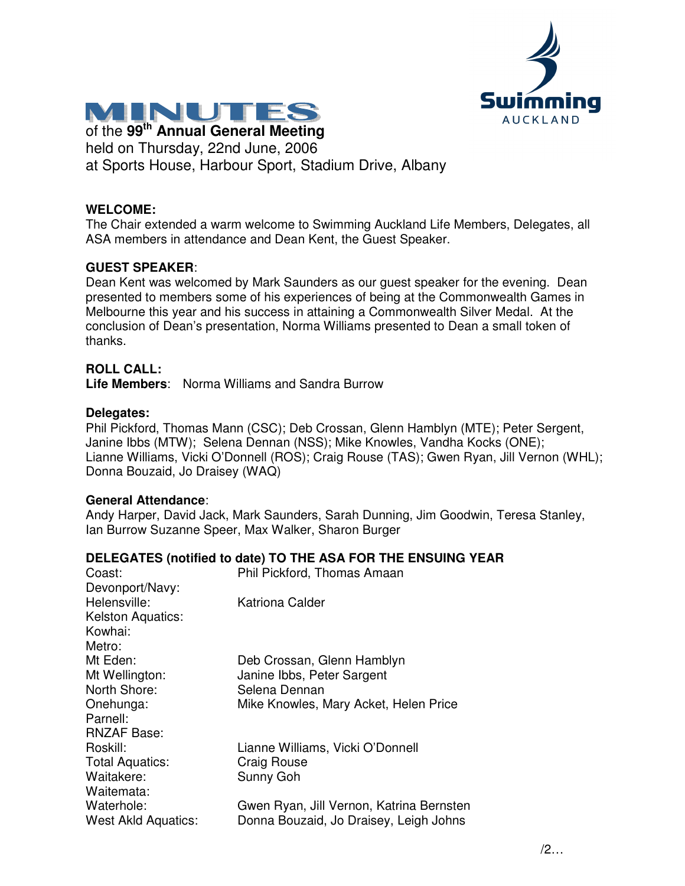# MINUTES

of the **99th Annual General Meeting**
held on Thursday, 22nd June, 2006
at Sports House, Harbour Sport, Stadium Drive, Albany

**WELCOME:**
The Chair extended a warm welcome to Swimming Auckland Life Members, Delegates, all ASA members in attendance and Dean Kent, the Guest Speaker.

**GUEST SPEAKER**:
Dean Kent was welcomed by Mark Saunders as our guest speaker for the evening. Dean presented to members some of his experiences of being at the Commonwealth Games in Melbourne this year and his success in attaining a Commonwealth Silver Medal. At the conclusion of Dean's presentation, Norma Williams presented to Dean a small token of thanks.

**ROLL CALL:**
**Life Members**: Norma Williams and Sandra Burrow

**Delegates:**
Phil Pickford, Thomas Mann (CSC); Deb Crossan, Glenn Hamblyn (MTE); Peter Sergent, Janine Ibbs (MTW); Selena Dennan (NSS); Mike Knowles, Vandha Kocks (ONE); Lianne Williams, Vicki O'Donnell (ROS); Craig Rouse (TAS); Gwen Ryan, Jill Vernon (WHL); Donna Bouzaid, Jo Draisey (WAQ)

**General Attendance**:
Andy Harper, David Jack, Mark Saunders, Sarah Dunning, Jim Goodwin, Teresa Stanley, Ian Burrow Suzanne Speer, Max Walker, Sharon Burger

**DELEGATES (notified to date) TO THE ASA FOR THE ENSUING YEAR**

| | |
|---|---|
| Coast: | Phil Pickford, Thomas Amaan |
| Devonport/Navy: | |
| Helensville: | Katriona Calder |
| Kelston Aquatics: | |
| Kowhai: | |
| Metro: | |
| Mt Eden: | Deb Crossan, Glenn Hamblyn |
| Mt Wellington: | Janine Ibbs, Peter Sargent |
| North Shore: | Selena Dennan |
| Onehunga: | Mike Knowles, Mary Acket, Helen Price |
| Parnell: | |
| RNZAF Base: | |
| Roskill: | Lianne Williams, Vicki O'Donnell |
| Total Aquatics: | Craig Rouse |
| Waitakere: | Sunny Goh |
| Waitemata: | |
| Waterhole: | Gwen Ryan, Jill Vernon, Katrina Bernsten |
| West Akld Aquatics: | Donna Bouzaid, Jo Draisey, Leigh Johns |

/2…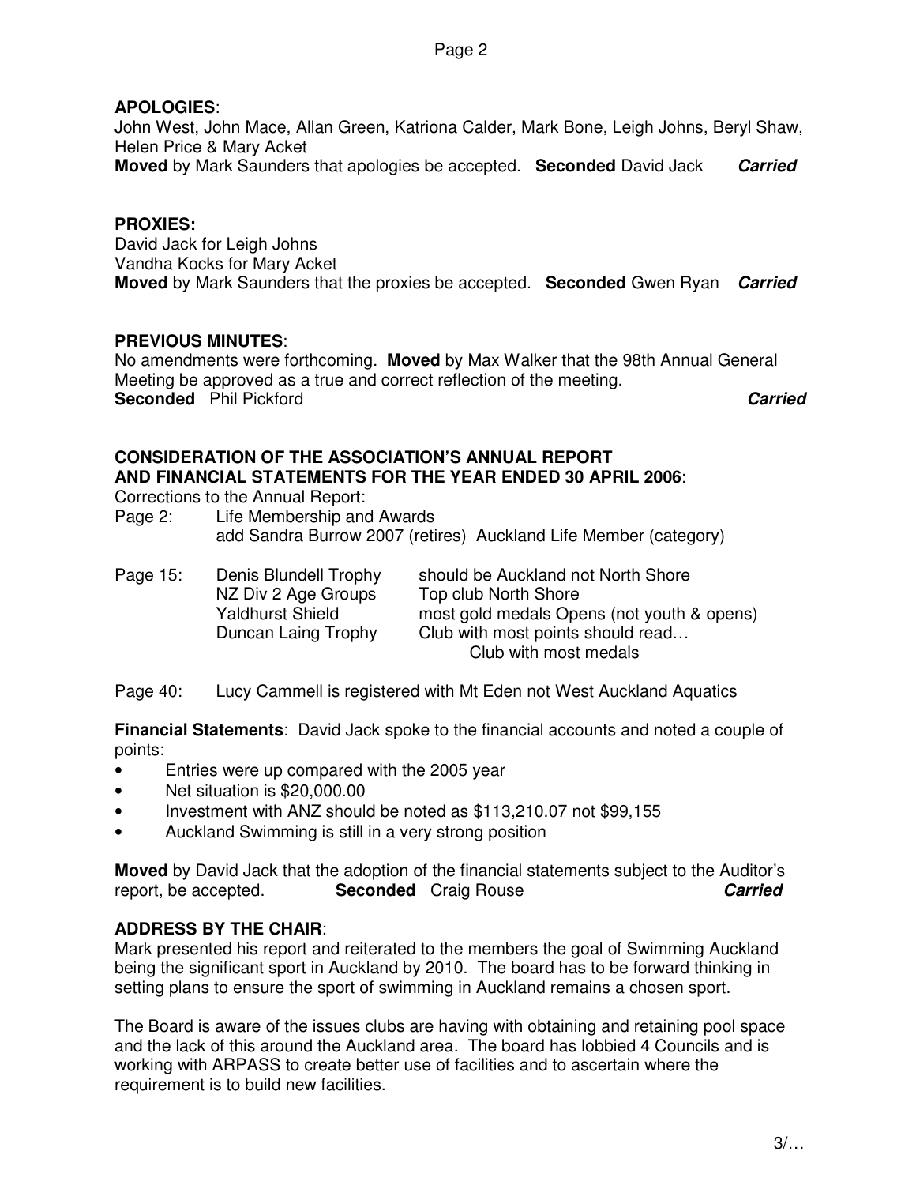**APOLOGIES**:
John West, John Mace, Allan Green, Katriona Calder, Mark Bone, Leigh Johns, Beryl Shaw, Helen Price & Mary Acket
**Moved** by Mark Saunders that apologies be accepted. **Seconded** David Jack ***Carried***

**PROXIES:**
David Jack for Leigh Johns
Vandha Kocks for Mary Acket
**Moved** by Mark Saunders that the proxies be accepted. **Seconded** Gwen Ryan ***Carried***

**PREVIOUS MINUTES**:
No amendments were forthcoming. **Moved** by Max Walker that the 98th Annual General Meeting be approved as a true and correct reflection of the meeting.
**Seconded** Phil Pickford ***Carried***

**CONSIDERATION OF THE ASSOCIATION'S ANNUAL REPORT AND FINANCIAL STATEMENTS FOR THE YEAR ENDED 30 APRIL 2006**:
Corrections to the Annual Report:

Page 2: Life Membership and Awards
add Sandra Burrow 2007 (retires) Auckland Life Member (category)

| | | |
|---|---|---|
| Page 15: | Denis Blundell Trophy | should be Auckland not North Shore |
| | NZ Div 2 Age Groups | Top club North Shore |
| | Yaldhurst Shield | most gold medals Opens (not youth & opens) |
| | Duncan Laing Trophy | Club with most points should read… Club with most medals |

Page 40: Lucy Cammell is registered with Mt Eden not West Auckland Aquatics

**Financial Statements**: David Jack spoke to the financial accounts and noted a couple of points:

- Entries were up compared with the 2005 year
- Net situation is $20,000.00
- Investment with ANZ should be noted as $113,210.07 not $99,155
- Auckland Swimming is still in a very strong position

**Moved** by David Jack that the adoption of the financial statements subject to the Auditor's report, be accepted. **Seconded** Craig Rouse ***Carried***

**ADDRESS BY THE CHAIR**:
Mark presented his report and reiterated to the members the goal of Swimming Auckland being the significant sport in Auckland by 2010. The board has to be forward thinking in setting plans to ensure the sport of swimming in Auckland remains a chosen sport.

The Board is aware of the issues clubs are having with obtaining and retaining pool space and the lack of this around the Auckland area. The board has lobbied 4 Councils and is working with ARPASS to create better use of facilities and to ascertain where the requirement is to build new facilities.

3/…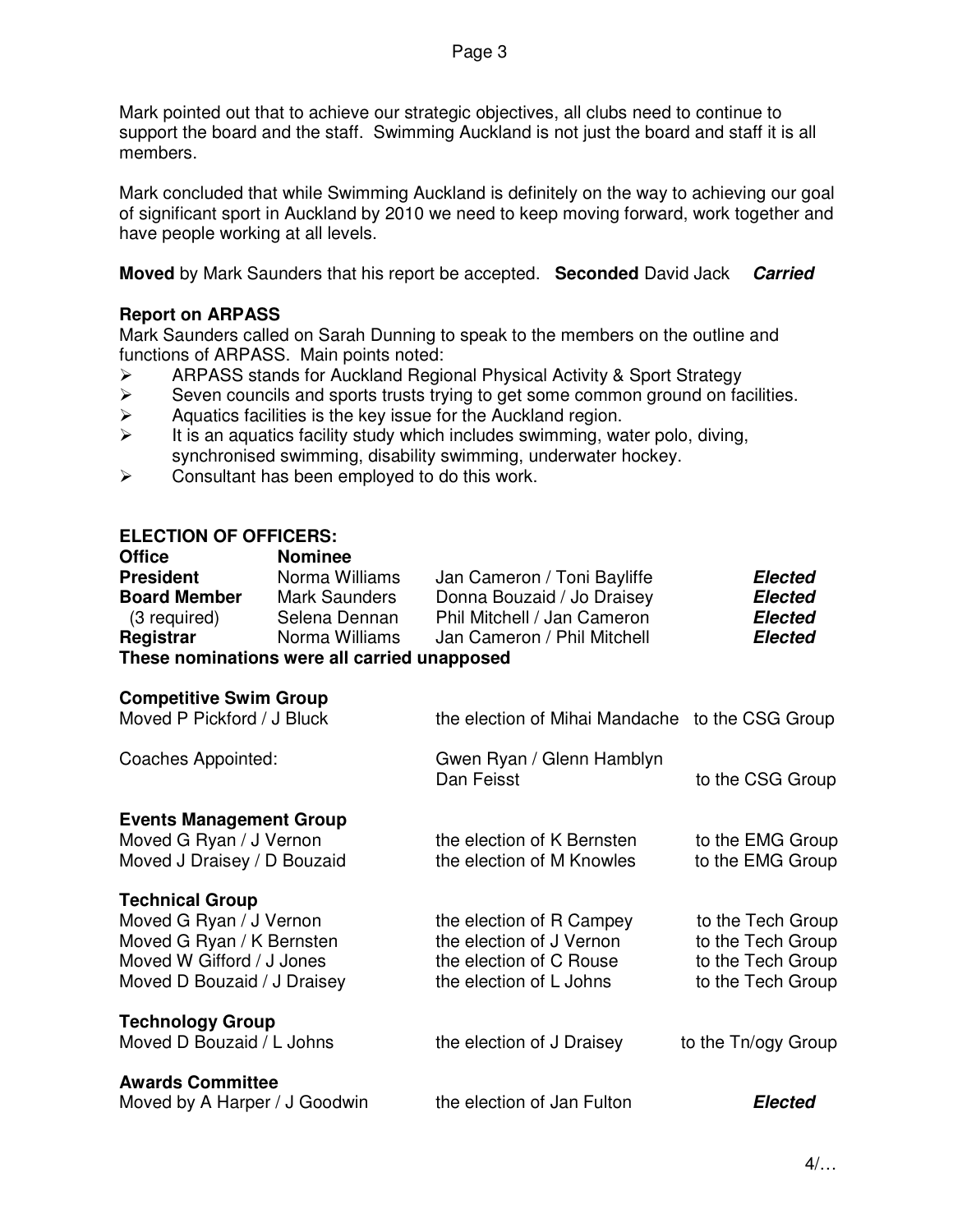Mark pointed out that to achieve our strategic objectives, all clubs need to continue to support the board and the staff. Swimming Auckland is not just the board and staff it is all members.

Mark concluded that while Swimming Auckland is definitely on the way to achieving our goal of significant sport in Auckland by 2010 we need to keep moving forward, work together and have people working at all levels.

**Moved** by Mark Saunders that his report be accepted. **Seconded** David Jack ***Carried***

**Report on ARPASS**

Mark Saunders called on Sarah Dunning to speak to the members on the outline and functions of ARPASS. Main points noted:

- ARPASS stands for Auckland Regional Physical Activity & Sport Strategy
- Seven councils and sports trusts trying to get some common ground on facilities.
- Aquatics facilities is the key issue for the Auckland region.
- It is an aquatics facility study which includes swimming, water polo, diving, synchronised swimming, disability swimming, underwater hockey.
- Consultant has been employed to do this work.

**ELECTION OF OFFICERS:**

| **Office** | **Nominee** | | |
|---|---|---|---|
| **President** | Norma Williams | Jan Cameron / Toni Bayliffe | ***Elected*** |
| **Board Member** | Mark Saunders | Donna Bouzaid / Jo Draisey | ***Elected*** |
| (3 required) | Selena Dennan | Phil Mitchell / Jan Cameron | ***Elected*** |
| **Registrar** | Norma Williams | Jan Cameron / Phil Mitchell | ***Elected*** |

**These nominations were all carried unapposed**

**Competitive Swim Group**

| | | |
|---|---|---|
| Moved P Pickford / J Bluck | the election of Mihai Mandache | to the CSG Group |
| Coaches Appointed: | Gwen Ryan / Glenn Hamblyn Dan Feisst | to the CSG Group |

**Events Management Group**

| | | |
|---|---|---|
| Moved G Ryan / J Vernon | the election of K Bernsten | to the EMG Group |
| Moved J Draisey / D Bouzaid | the election of M Knowles | to the EMG Group |

**Technical Group**

| | | |
|---|---|---|
| Moved G Ryan / J Vernon | the election of R Campey | to the Tech Group |
| Moved G Ryan / K Bernsten | the election of J Vernon | to the Tech Group |
| Moved W Gifford / J Jones | the election of C Rouse | to the Tech Group |
| Moved D Bouzaid / J Draisey | the election of L Johns | to the Tech Group |

**Technology Group**

| | | |
|---|---|---|
| Moved D Bouzaid / L Johns | the election of J Draisey | to the Tn/ogy Group |

**Awards Committee**

| | | |
|---|---|---|
| Moved by A Harper / J Goodwin | the election of Jan Fulton | ***Elected*** |

4/…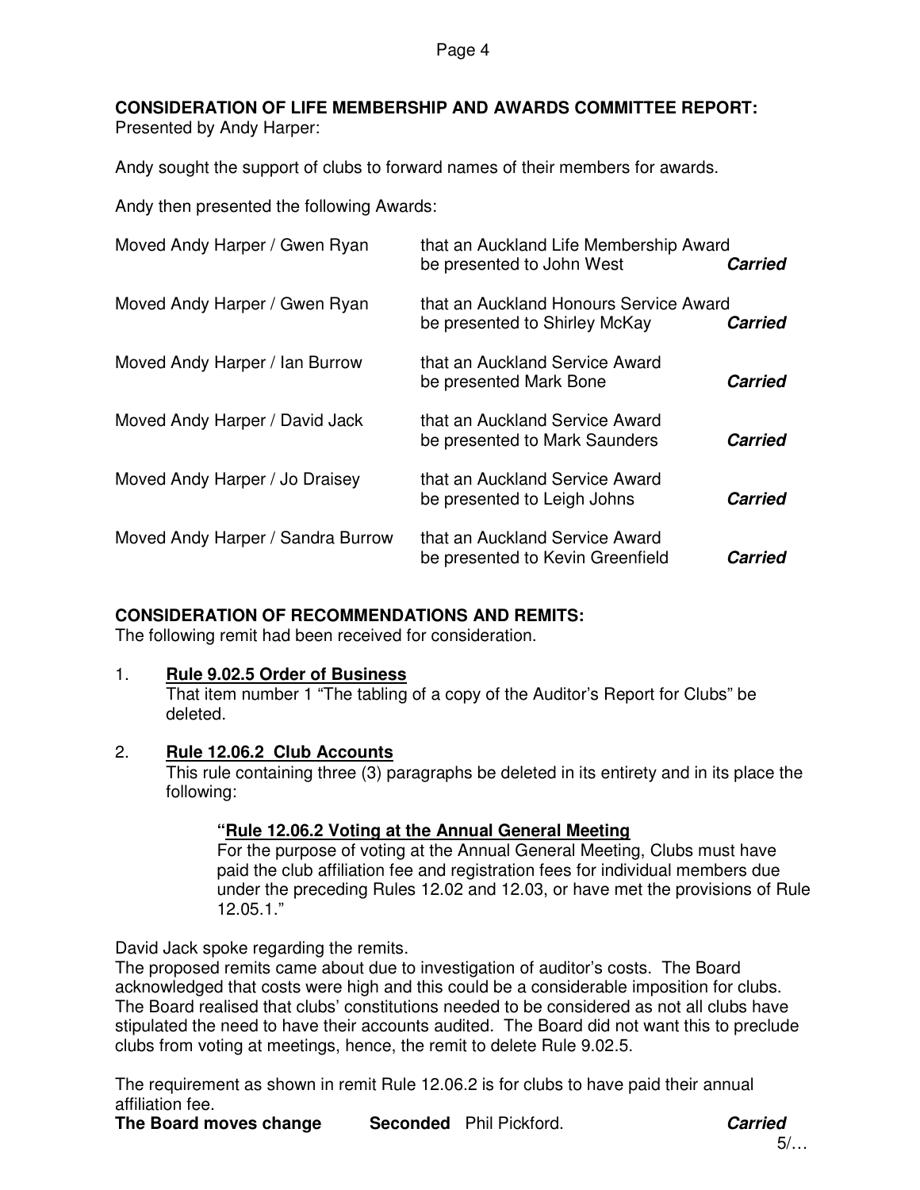**CONSIDERATION OF LIFE MEMBERSHIP AND AWARDS COMMITTEE REPORT:**
Presented by Andy Harper:

Andy sought the support of clubs to forward names of their members for awards.

Andy then presented the following Awards:

| | | |
|---|---|---|
| Moved Andy Harper / Gwen Ryan | that an Auckland Life Membership Award be presented to John West | ***Carried*** |
| Moved Andy Harper / Gwen Ryan | that an Auckland Honours Service Award be presented to Shirley McKay | ***Carried*** |
| Moved Andy Harper / Ian Burrow | that an Auckland Service Award be presented Mark Bone | ***Carried*** |
| Moved Andy Harper / David Jack | that an Auckland Service Award be presented to Mark Saunders | ***Carried*** |
| Moved Andy Harper / Jo Draisey | that an Auckland Service Award be presented to Leigh Johns | ***Carried*** |
| Moved Andy Harper / Sandra Burrow | that an Auckland Service Award be presented to Kevin Greenfield | ***Carried*** |

**CONSIDERATION OF RECOMMENDATIONS AND REMITS:**
The following remit had been received for consideration.

1. **<u>Rule 9.02.5 Order of Business</u>**
   That item number 1 "The tabling of a copy of the Auditor's Report for Clubs" be deleted.

2. **<u>Rule 12.06.2 Club Accounts</u>**
   This rule containing three (3) paragraphs be deleted in its entirety and in its place the following:

   > **"<u>Rule 12.06.2 Voting at the Annual General Meeting</u>**
   > For the purpose of voting at the Annual General Meeting, Clubs must have paid the club affiliation fee and registration fees for individual members due under the preceding Rules 12.02 and 12.03, or have met the provisions of Rule 12.05.1."

David Jack spoke regarding the remits.
The proposed remits came about due to investigation of auditor's costs. The Board acknowledged that costs were high and this could be a considerable imposition for clubs. The Board realised that clubs' constitutions needed to be considered as not all clubs have stipulated the need to have their accounts audited. The Board did not want this to preclude clubs from voting at meetings, hence, the remit to delete Rule 9.02.5.

The requirement as shown in remit Rule 12.06.2 is for clubs to have paid their annual affiliation fee.
**The Board moves change** **Seconded** Phil Pickford. ***Carried***

5/…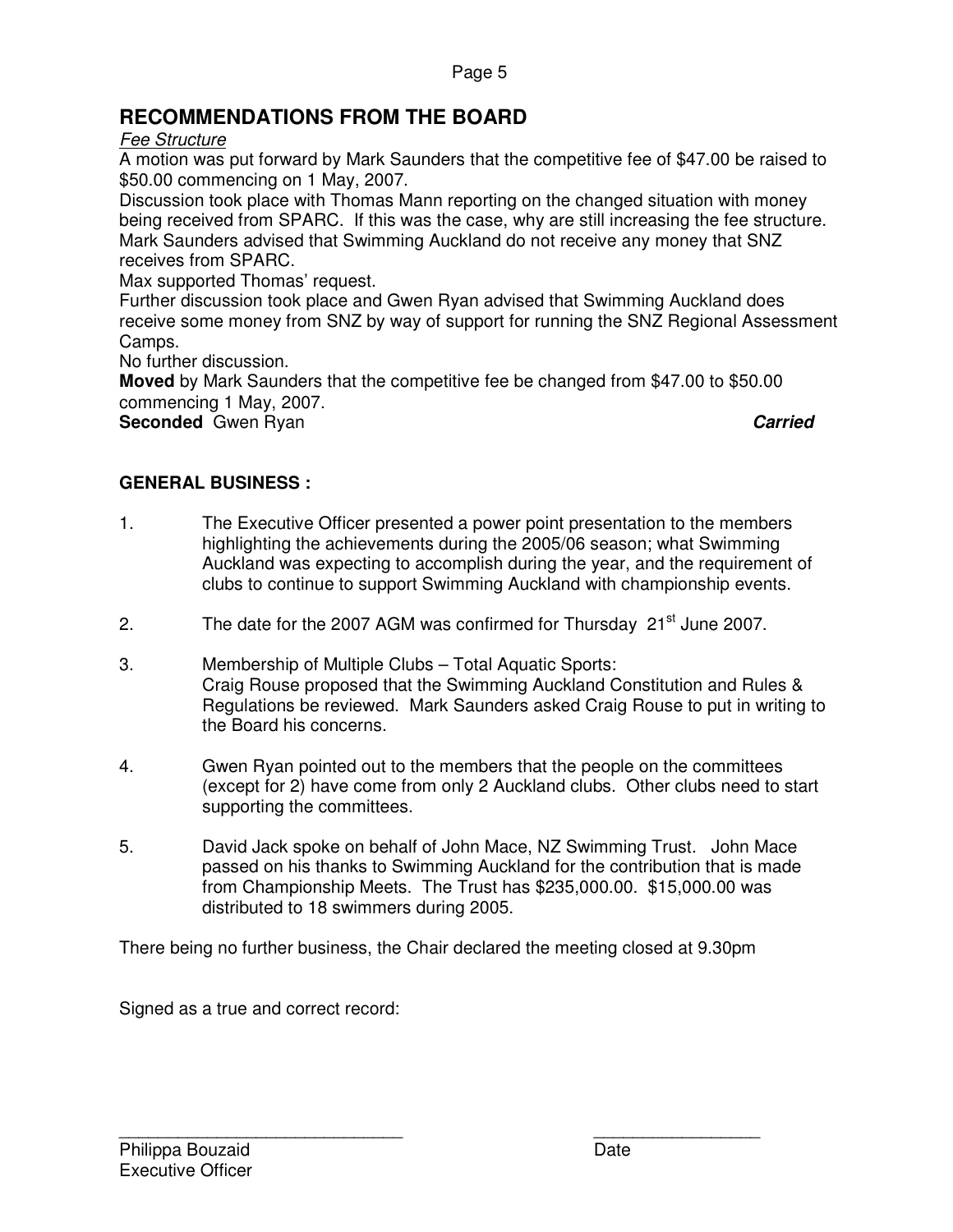## RECOMMENDATIONS FROM THE BOARD

*Fee Structure*

A motion was put forward by Mark Saunders that the competitive fee of $47.00 be raised to $50.00 commencing on 1 May, 2007.

Discussion took place with Thomas Mann reporting on the changed situation with money being received from SPARC. If this was the case, why are still increasing the fee structure. Mark Saunders advised that Swimming Auckland do not receive any money that SNZ receives from SPARC.

Max supported Thomas' request.

Further discussion took place and Gwen Ryan advised that Swimming Auckland does receive some money from SNZ by way of support for running the SNZ Regional Assessment Camps.

No further discussion.

**Moved** by Mark Saunders that the competitive fee be changed from $47.00 to $50.00 commencing 1 May, 2007.

**Seconded** Gwen Ryan ***Carried***

### GENERAL BUSINESS :

1. The Executive Officer presented a power point presentation to the members highlighting the achievements during the 2005/06 season; what Swimming Auckland was expecting to accomplish during the year, and the requirement of clubs to continue to support Swimming Auckland with championship events.

2. The date for the 2007 AGM was confirmed for Thursday 21st June 2007.

3. Membership of Multiple Clubs – Total Aquatic Sports:
   Craig Rouse proposed that the Swimming Auckland Constitution and Rules & Regulations be reviewed. Mark Saunders asked Craig Rouse to put in writing to the Board his concerns.

4. Gwen Ryan pointed out to the members that the people on the committees (except for 2) have come from only 2 Auckland clubs. Other clubs need to start supporting the committees.

5. David Jack spoke on behalf of John Mace, NZ Swimming Trust. John Mace passed on his thanks to Swimming Auckland for the contribution that is made from Championship Meets. The Trust has $235,000.00. $15,000.00 was distributed to 18 swimmers during 2005.

There being no further business, the Chair declared the meeting closed at 9.30pm

Signed as a true and correct record:

______________________________ __________________

Philippa Bouzaid Date

Executive Officer